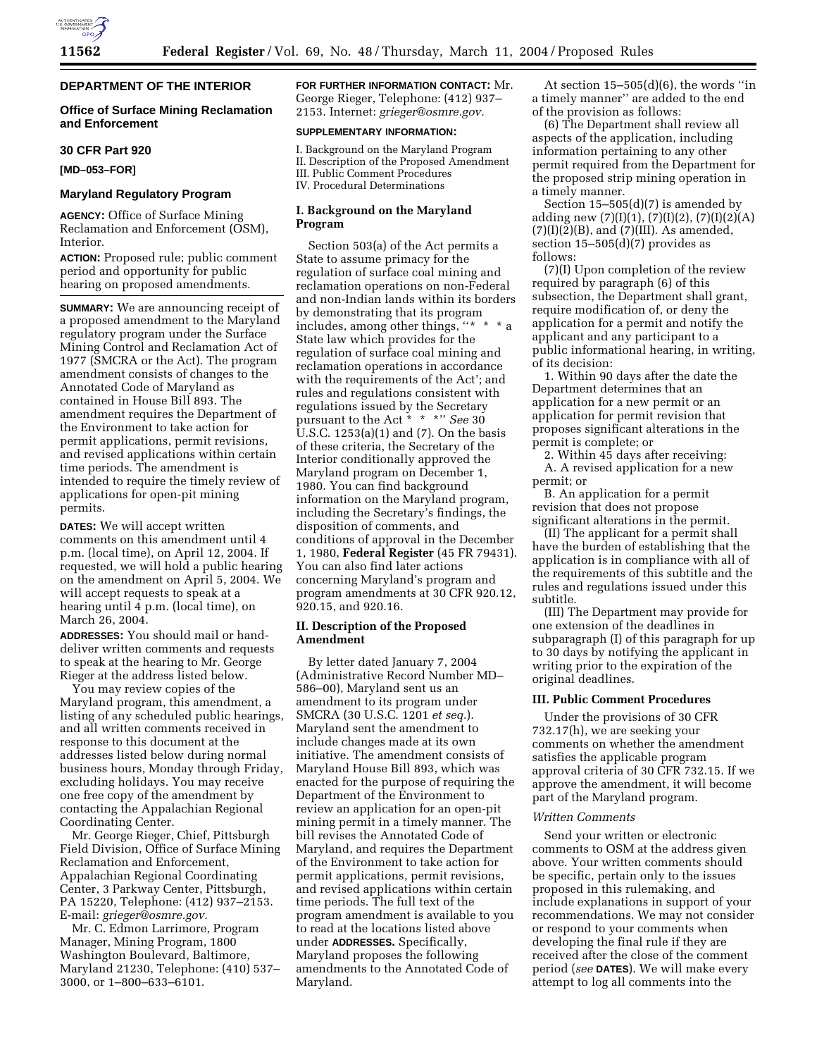## DEPARTMENT OF THE INTERIOR

### Office of Surface Mining Reclamation and Enforcement

### 30 CFR Part 920

**[MD–053–FOR]**

### Maryland Regulatory Program

**AGENCY:** Office of Surface Mining Reclamation and Enforcement (OSM), Interior.

**ACTION:** Proposed rule; public comment period and opportunity for public hearing on proposed amendments.

**SUMMARY:** We are announcing receipt of a proposed amendment to the Maryland regulatory program under the Surface Mining Control and Reclamation Act of 1977 (SMCRA or the Act). The program amendment consists of changes to the Annotated Code of Maryland as contained in House Bill 893. The amendment requires the Department of the Environment to take action for permit applications, permit revisions, and revised applications within certain time periods. The amendment is intended to require the timely review of applications for open-pit mining permits.

**DATES:** We will accept written comments on this amendment until 4 p.m. (local time), on April 12, 2004. If requested, we will hold a public hearing on the amendment on April 5, 2004. We will accept requests to speak at a hearing until 4 p.m. (local time), on March 26, 2004.

**ADDRESSES:** You should mail or hand-deliver written comments and requests to speak at the hearing to Mr. George Rieger at the address listed below.

You may review copies of the Maryland program, this amendment, a listing of any scheduled public hearings, and all written comments received in response to this document at the addresses listed below during normal business hours, Monday through Friday, excluding holidays. You may receive one free copy of the amendment by contacting the Appalachian Regional Coordinating Center.

Mr. George Rieger, Chief, Pittsburgh Field Division, Office of Surface Mining Reclamation and Enforcement, Appalachian Regional Coordinating Center, 3 Parkway Center, Pittsburgh, PA 15220, Telephone: (412) 937–2153. E-mail: *grieger@osmre.gov.*

Mr. C. Edmon Larrimore, Program Manager, Mining Program, 1800 Washington Boulevard, Baltimore, Maryland 21230, Telephone: (410) 537–3000, or 1–800–633–6101.

**FOR FURTHER INFORMATION CONTACT:** Mr. George Rieger, Telephone: (412) 937–2153. Internet: *grieger@osmre.gov.*

**SUPPLEMENTARY INFORMATION:**

I. Background on the Maryland Program
II. Description of the Proposed Amendment
III. Public Comment Procedures
IV. Procedural Determinations

### I. Background on the Maryland Program

Section 503(a) of the Act permits a State to assume primacy for the regulation of surface coal mining and reclamation operations on non-Federal and non-Indian lands within its borders by demonstrating that its program includes, among other things, ''* * * a State law which provides for the regulation of surface coal mining and reclamation operations in accordance with the requirements of the Act'; and rules and regulations consistent with regulations issued by the Secretary pursuant to the Act * * *'' *See* 30 U.S.C. 1253(a)(1) and (7). On the basis of these criteria, the Secretary of the Interior conditionally approved the Maryland program on December 1, 1980. You can find background information on the Maryland program, including the Secretary's findings, the disposition of comments, and conditions of approval in the December 1, 1980, **Federal Register** (45 FR 79431). You can also find later actions concerning Maryland's program and program amendments at 30 CFR 920.12, 920.15, and 920.16.

### II. Description of the Proposed Amendment

By letter dated January 7, 2004 (Administrative Record Number MD–586–00), Maryland sent us an amendment to its program under SMCRA (30 U.S.C. 1201 *et seq.*). Maryland sent the amendment to include changes made at its own initiative. The amendment consists of Maryland House Bill 893, which was enacted for the purpose of requiring the Department of the Environment to review an application for an open-pit mining permit in a timely manner. The bill revises the Annotated Code of Maryland, and requires the Department of the Environment to take action for permit applications, permit revisions, and revised applications within certain time periods. The full text of the program amendment is available to you to read at the locations listed above under **ADDRESSES.** Specifically, Maryland proposes the following amendments to the Annotated Code of Maryland.

At section 15–505(d)(6), the words ''in a timely manner'' are added to the end of the provision as follows:

(6) The Department shall review all aspects of the application, including information pertaining to any other permit required from the Department for the proposed strip mining operation in a timely manner.

Section 15–505(d)(7) is amended by adding new (7)(I)(1), (7)(I)(2), (7)(I)(2)(A) (7)(I)(2)(B), and (7)(III). As amended, section 15–505(d)(7) provides as follows:

(7)(I) Upon completion of the review required by paragraph (6) of this subsection, the Department shall grant, require modification of, or deny the application for a permit and notify the applicant and any participant to a public informational hearing, in writing, of its decision:

1. Within 90 days after the date the Department determines that an application for a new permit or an application for permit revision that proposes significant alterations in the permit is complete; or

2. Within 45 days after receiving:

A. A revised application for a new permit; or

B. An application for a permit revision that does not propose significant alterations in the permit.

(II) The applicant for a permit shall have the burden of establishing that the application is in compliance with all of the requirements of this subtitle and the rules and regulations issued under this subtitle.

(III) The Department may provide for one extension of the deadlines in subparagraph (I) of this paragraph for up to 30 days by notifying the applicant in writing prior to the expiration of the original deadlines.

### III. Public Comment Procedures

Under the provisions of 30 CFR 732.17(h), we are seeking your comments on whether the amendment satisfies the applicable program approval criteria of 30 CFR 732.15. If we approve the amendment, it will become part of the Maryland program.

*Written Comments*

Send your written or electronic comments to OSM at the address given above. Your written comments should be specific, pertain only to the issues proposed in this rulemaking, and include explanations in support of your recommendations. We may not consider or respond to your comments when developing the final rule if they are received after the close of the comment period (*see* **DATES**). We will make every attempt to log all comments into the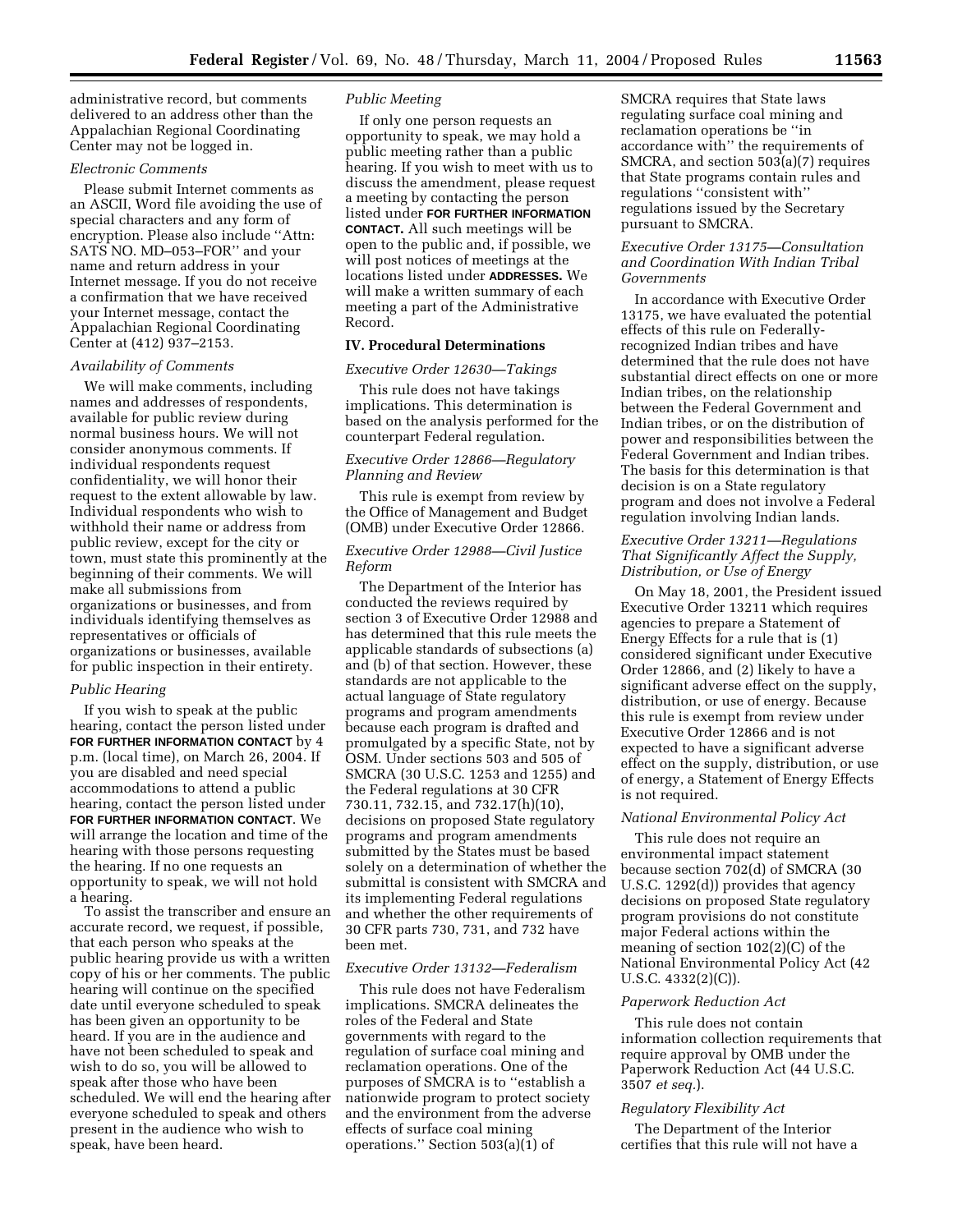administrative record, but comments delivered to an address other than the Appalachian Regional Coordinating Center may not be logged in.

*Electronic Comments*

Please submit Internet comments as an ASCII, Word file avoiding the use of special characters and any form of encryption. Please also include ''Attn: SATS NO. MD–053–FOR'' and your name and return address in your Internet message. If you do not receive a confirmation that we have received your Internet message, contact the Appalachian Regional Coordinating Center at (412) 937–2153.

*Availability of Comments*

We will make comments, including names and addresses of respondents, available for public review during normal business hours. We will not consider anonymous comments. If individual respondents request confidentiality, we will honor their request to the extent allowable by law. Individual respondents who wish to withhold their name or address from public review, except for the city or town, must state this prominently at the beginning of their comments. We will make all submissions from organizations or businesses, and from individuals identifying themselves as representatives or officials of organizations or businesses, available for public inspection in their entirety.

*Public Hearing*

If you wish to speak at the public hearing, contact the person listed under **FOR FURTHER INFORMATION CONTACT** by 4 p.m. (local time), on March 26, 2004. If you are disabled and need special accommodations to attend a public hearing, contact the person listed under **FOR FURTHER INFORMATION CONTACT**. We will arrange the location and time of the hearing with those persons requesting the hearing. If no one requests an opportunity to speak, we will not hold a hearing.

To assist the transcriber and ensure an accurate record, we request, if possible, that each person who speaks at the public hearing provide us with a written copy of his or her comments. The public hearing will continue on the specified date until everyone scheduled to speak has been given an opportunity to be heard. If you are in the audience and have not been scheduled to speak and wish to do so, you will be allowed to speak after those who have been scheduled. We will end the hearing after everyone scheduled to speak and others present in the audience who wish to speak, have been heard.

*Public Meeting*

If only one person requests an opportunity to speak, we may hold a public meeting rather than a public hearing. If you wish to meet with us to discuss the amendment, please request a meeting by contacting the person listed under **FOR FURTHER INFORMATION CONTACT.** All such meetings will be open to the public and, if possible, we will post notices of meetings at the locations listed under **ADDRESSES.** We will make a written summary of each meeting a part of the Administrative Record.

## IV. Procedural Determinations

*Executive Order 12630—Takings*

This rule does not have takings implications. This determination is based on the analysis performed for the counterpart Federal regulation.

*Executive Order 12866—Regulatory Planning and Review*

This rule is exempt from review by the Office of Management and Budget (OMB) under Executive Order 12866.

*Executive Order 12988—Civil Justice Reform*

The Department of the Interior has conducted the reviews required by section 3 of Executive Order 12988 and has determined that this rule meets the applicable standards of subsections (a) and (b) of that section. However, these standards are not applicable to the actual language of State regulatory programs and program amendments because each program is drafted and promulgated by a specific State, not by OSM. Under sections 503 and 505 of SMCRA (30 U.S.C. 1253 and 1255) and the Federal regulations at 30 CFR 730.11, 732.15, and 732.17(h)(10), decisions on proposed State regulatory programs and program amendments submitted by the States must be based solely on a determination of whether the submittal is consistent with SMCRA and its implementing Federal regulations and whether the other requirements of 30 CFR parts 730, 731, and 732 have been met.

*Executive Order 13132—Federalism*

This rule does not have Federalism implications. SMCRA delineates the roles of the Federal and State governments with regard to the regulation of surface coal mining and reclamation operations. One of the purposes of SMCRA is to ''establish a nationwide program to protect society and the environment from the adverse effects of surface coal mining operations.'' Section 503(a)(1) of SMCRA requires that State laws regulating surface coal mining and reclamation operations be ''in accordance with'' the requirements of SMCRA, and section 503(a)(7) requires that State programs contain rules and regulations ''consistent with'' regulations issued by the Secretary pursuant to SMCRA.

*Executive Order 13175—Consultation and Coordination With Indian Tribal Governments*

In accordance with Executive Order 13175, we have evaluated the potential effects of this rule on Federally-recognized Indian tribes and have determined that the rule does not have substantial direct effects on one or more Indian tribes, on the relationship between the Federal Government and Indian tribes, or on the distribution of power and responsibilities between the Federal Government and Indian tribes. The basis for this determination is that decision is on a State regulatory program and does not involve a Federal regulation involving Indian lands.

*Executive Order 13211—Regulations That Significantly Affect the Supply, Distribution, or Use of Energy*

On May 18, 2001, the President issued Executive Order 13211 which requires agencies to prepare a Statement of Energy Effects for a rule that is (1) considered significant under Executive Order 12866, and (2) likely to have a significant adverse effect on the supply, distribution, or use of energy. Because this rule is exempt from review under Executive Order 12866 and is not expected to have a significant adverse effect on the supply, distribution, or use of energy, a Statement of Energy Effects is not required.

*National Environmental Policy Act*

This rule does not require an environmental impact statement because section 702(d) of SMCRA (30 U.S.C. 1292(d)) provides that agency decisions on proposed State regulatory program provisions do not constitute major Federal actions within the meaning of section 102(2)(C) of the National Environmental Policy Act (42 U.S.C. 4332(2)(C)).

*Paperwork Reduction Act*

This rule does not contain information collection requirements that require approval by OMB under the Paperwork Reduction Act (44 U.S.C. 3507 *et seq.*).

*Regulatory Flexibility Act*

The Department of the Interior certifies that this rule will not have a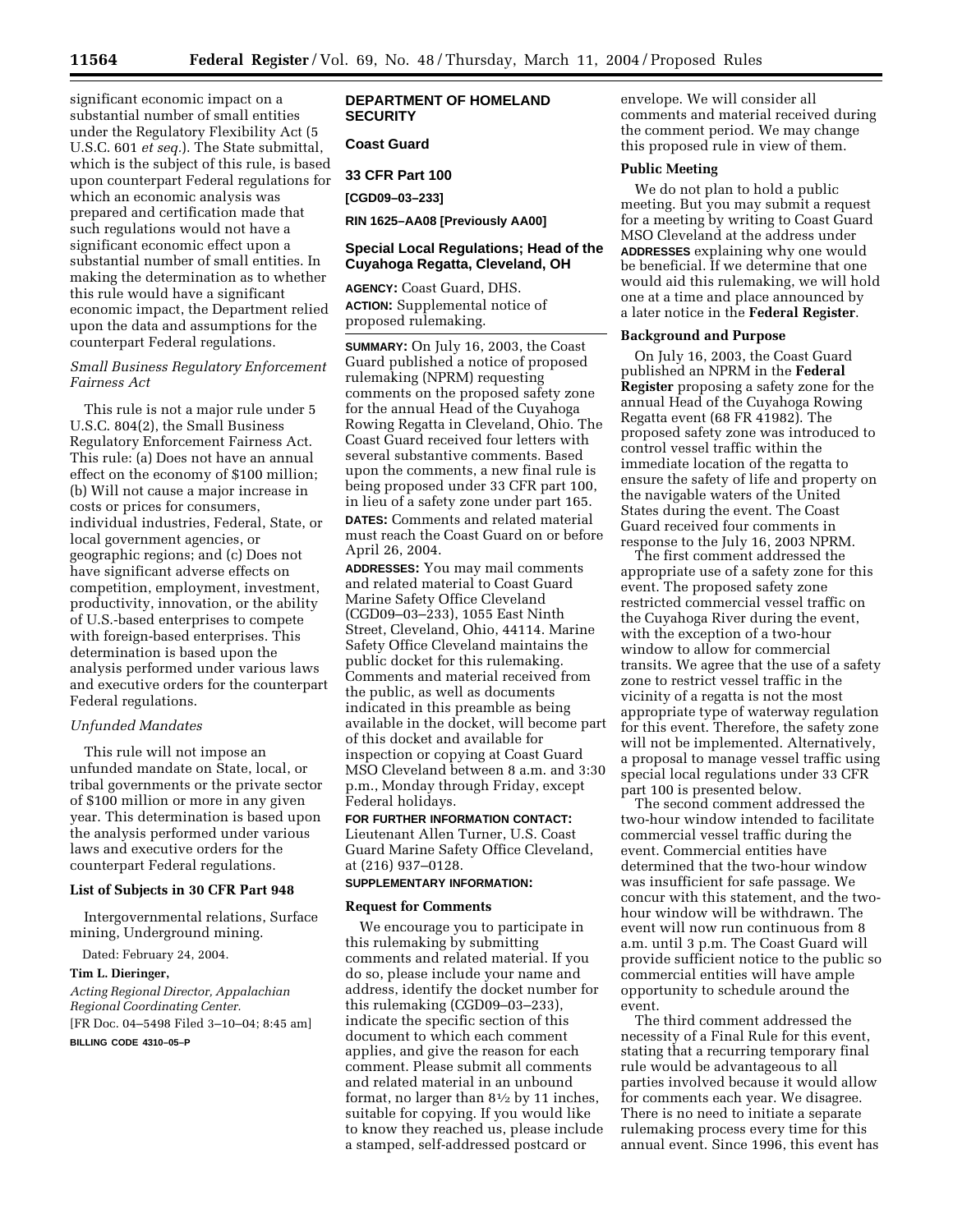significant economic impact on a substantial number of small entities under the Regulatory Flexibility Act (5 U.S.C. 601 *et seq.*). The State submittal, which is the subject of this rule, is based upon counterpart Federal regulations for which an economic analysis was prepared and certification made that such regulations would not have a significant economic effect upon a substantial number of small entities. In making the determination as to whether this rule would have a significant economic impact, the Department relied upon the data and assumptions for the counterpart Federal regulations.

*Small Business Regulatory Enforcement Fairness Act*

This rule is not a major rule under 5 U.S.C. 804(2), the Small Business Regulatory Enforcement Fairness Act. This rule: (a) Does not have an annual effect on the economy of $100 million; (b) Will not cause a major increase in costs or prices for consumers, individual industries, Federal, State, or local government agencies, or geographic regions; and (c) Does not have significant adverse effects on competition, employment, investment, productivity, innovation, or the ability of U.S.-based enterprises to compete with foreign-based enterprises. This determination is based upon the analysis performed under various laws and executive orders for the counterpart Federal regulations.

*Unfunded Mandates*

This rule will not impose an unfunded mandate on State, local, or tribal governments or the private sector of $100 million or more in any given year. This determination is based upon the analysis performed under various laws and executive orders for the counterpart Federal regulations.

**List of Subjects in 30 CFR Part 948**

Intergovernmental relations, Surface mining, Underground mining.

Dated: February 24, 2004.

**Tim L. Dieringer,**

*Acting Regional Director, Appalachian Regional Coordinating Center.*

[FR Doc. 04–5498 Filed 3–10–04; 8:45 am]

**BILLING CODE 4310–05–P**

**DEPARTMENT OF HOMELAND SECURITY**

**Coast Guard**

**33 CFR Part 100**

**[CGD09–03–233]**

**RIN 1625–AA08 [Previously AA00]**

## Special Local Regulations; Head of the Cuyahoga Regatta, Cleveland, OH

**AGENCY:** Coast Guard, DHS.

**ACTION:** Supplemental notice of proposed rulemaking.

**SUMMARY:** On July 16, 2003, the Coast Guard published a notice of proposed rulemaking (NPRM) requesting comments on the proposed safety zone for the annual Head of the Cuyahoga Rowing Regatta in Cleveland, Ohio. The Coast Guard received four letters with several substantive comments. Based upon the comments, a new final rule is being proposed under 33 CFR part 100, in lieu of a safety zone under part 165.

**DATES:** Comments and related material must reach the Coast Guard on or before April 26, 2004.

**ADDRESSES:** You may mail comments and related material to Coast Guard Marine Safety Office Cleveland (CGD09–03–233), 1055 East Ninth Street, Cleveland, Ohio, 44114. Marine Safety Office Cleveland maintains the public docket for this rulemaking. Comments and material received from the public, as well as documents indicated in this preamble as being available in the docket, will become part of this docket and available for inspection or copying at Coast Guard MSO Cleveland between 8 a.m. and 3:30 p.m., Monday through Friday, except Federal holidays.

**FOR FURTHER INFORMATION CONTACT:** Lieutenant Allen Turner, U.S. Coast Guard Marine Safety Office Cleveland, at (216) 937–0128.

**SUPPLEMENTARY INFORMATION:**

**Request for Comments**

We encourage you to participate in this rulemaking by submitting comments and related material. If you do so, please include your name and address, identify the docket number for this rulemaking (CGD09–03–233), indicate the specific section of this document to which each comment applies, and give the reason for each comment. Please submit all comments and related material in an unbound format, no larger than 8½ by 11 inches, suitable for copying. If you would like to know they reached us, please include a stamped, self-addressed postcard or envelope. We will consider all comments and material received during the comment period. We may change this proposed rule in view of them.

**Public Meeting**

We do not plan to hold a public meeting. But you may submit a request for a meeting by writing to Coast Guard MSO Cleveland at the address under **ADDRESSES** explaining why one would be beneficial. If we determine that one would aid this rulemaking, we will hold one at a time and place announced by a later notice in the **Federal Register**.

**Background and Purpose**

On July 16, 2003, the Coast Guard published an NPRM in the **Federal Register** proposing a safety zone for the annual Head of the Cuyahoga Rowing Regatta event (68 FR 41982). The proposed safety zone was introduced to control vessel traffic within the immediate location of the regatta to ensure the safety of life and property on the navigable waters of the United States during the event. The Coast Guard received four comments in response to the July 16, 2003 NPRM.

The first comment addressed the appropriate use of a safety zone for this event. The proposed safety zone restricted commercial vessel traffic on the Cuyahoga River during the event, with the exception of a two-hour window to allow for commercial transits. We agree that the use of a safety zone to restrict vessel traffic in the vicinity of a regatta is not the most appropriate type of waterway regulation for this event. Therefore, the safety zone will not be implemented. Alternatively, a proposal to manage vessel traffic using special local regulations under 33 CFR part 100 is presented below.

The second comment addressed the two-hour window intended to facilitate commercial vessel traffic during the event. Commercial entities have determined that the two-hour window was insufficient for safe passage. We concur with this statement, and the two-hour window will be withdrawn. The event will now run continuous from 8 a.m. until 3 p.m. The Coast Guard will provide sufficient notice to the public so commercial entities will have ample opportunity to schedule around the event.

The third comment addressed the necessity of a Final Rule for this event, stating that a recurring temporary final rule would be advantageous to all parties involved because it would allow for comments each year. We disagree. There is no need to initiate a separate rulemaking process every time for this annual event. Since 1996, this event has